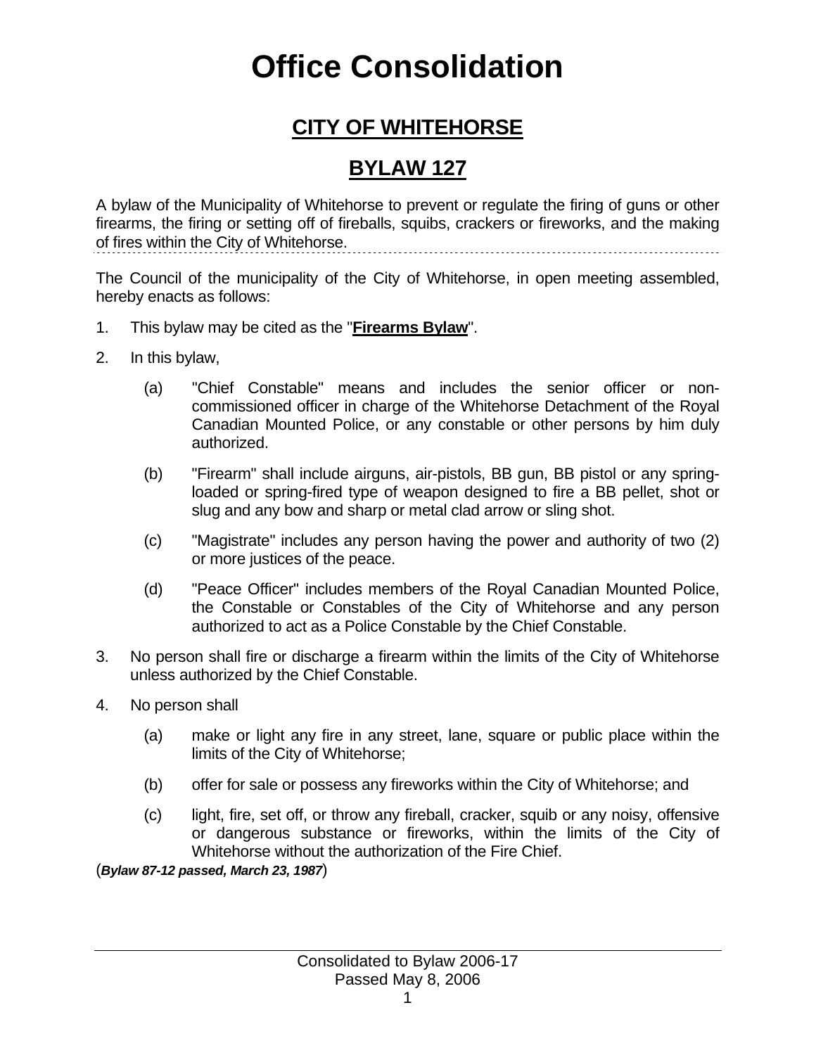# Office Consolidation

## CITY OF WHITEHORSE

## BYLAW 127

A bylaw of the Municipality of Whitehorse to prevent or regulate the firing of guns or other firearms, the firing or setting off of fireballs, squibs, crackers or fireworks, and the making of fires within the City of Whitehorse.

---

The Council of the municipality of the City of Whitehorse, in open meeting assembled, hereby enacts as follows:

1. This bylaw may be cited as the "**Firearms Bylaw**".

2. In this bylaw,

   (a) "Chief Constable" means and includes the senior officer or non-commissioned officer in charge of the Whitehorse Detachment of the Royal Canadian Mounted Police, or any constable or other persons by him duly authorized.

   (b) "Firearm" shall include airguns, air-pistols, BB gun, BB pistol or any spring-loaded or spring-fired type of weapon designed to fire a BB pellet, shot or slug and any bow and sharp or metal clad arrow or sling shot.

   (c) "Magistrate" includes any person having the power and authority of two (2) or more justices of the peace.

   (d) "Peace Officer" includes members of the Royal Canadian Mounted Police, the Constable or Constables of the City of Whitehorse and any person authorized to act as a Police Constable by the Chief Constable.

3. No person shall fire or discharge a firearm within the limits of the City of Whitehorse unless authorized by the Chief Constable.

4. No person shall

   (a) make or light any fire in any street, lane, square or public place within the limits of the City of Whitehorse;

   (b) offer for sale or possess any fireworks within the City of Whitehorse; and

   (c) light, fire, set off, or throw any fireball, cracker, squib or any noisy, offensive or dangerous substance or fireworks, within the limits of the City of Whitehorse without the authorization of the Fire Chief.

(***Bylaw 87-12 passed, March 23, 1987***)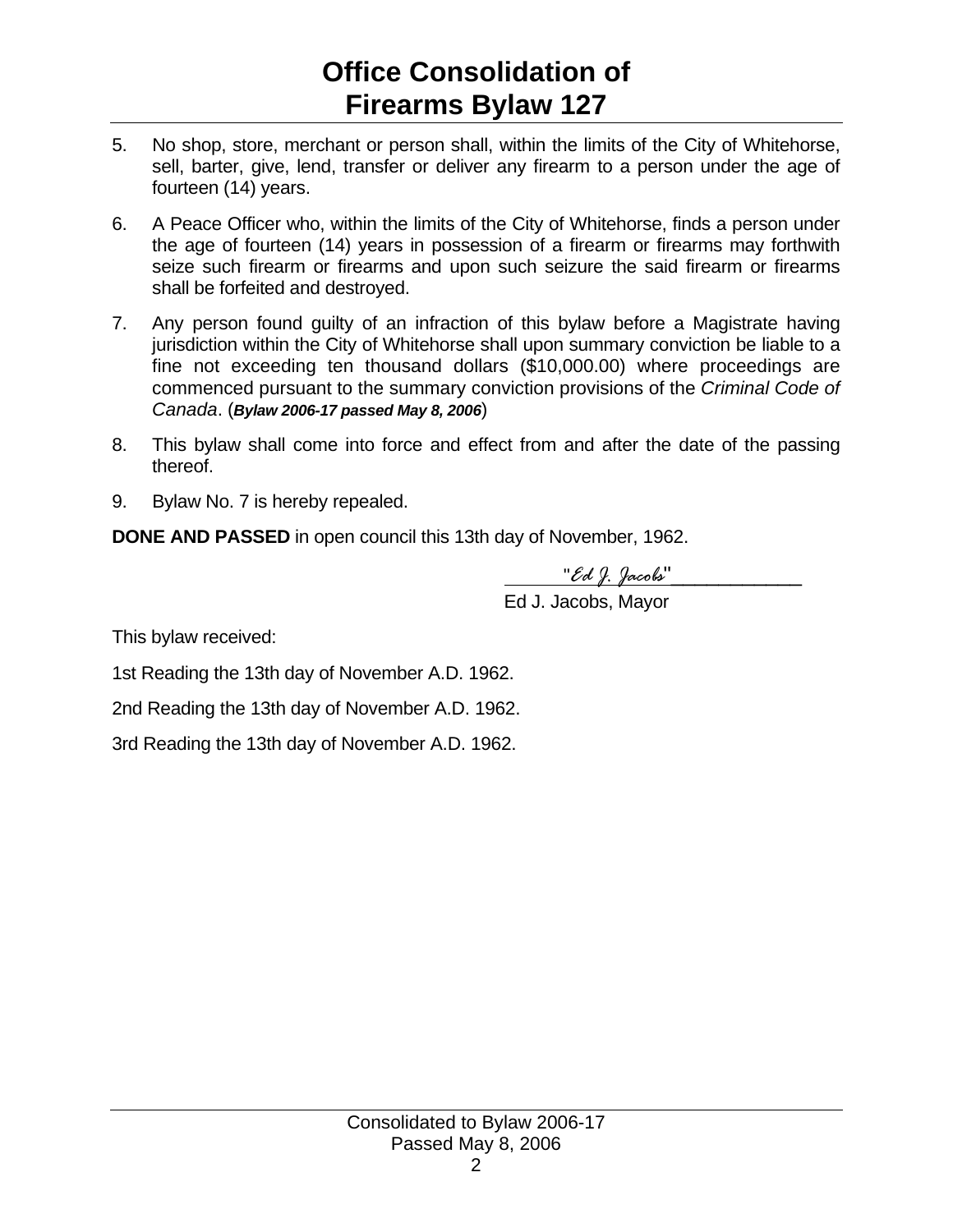5. No shop, store, merchant or person shall, within the limits of the City of Whitehorse, sell, barter, give, lend, transfer or deliver any firearm to a person under the age of fourteen (14) years.

6. A Peace Officer who, within the limits of the City of Whitehorse, finds a person under the age of fourteen (14) years in possession of a firearm or firearms may forthwith seize such firearm or firearms and upon such seizure the said firearm or firearms shall be forfeited and destroyed.

7. Any person found guilty of an infraction of this bylaw before a Magistrate having jurisdiction within the City of Whitehorse shall upon summary conviction be liable to a fine not exceeding ten thousand dollars ($10,000.00) where proceedings are commenced pursuant to the summary conviction provisions of the *Criminal Code of Canada*. (***Bylaw 2006-17 passed May 8, 2006***)

8. This bylaw shall come into force and effect from and after the date of the passing thereof.

9. Bylaw No. 7 is hereby repealed.

**DONE AND PASSED** in open council this 13th day of November, 1962.

"*Ed J. Jacobs*"
Ed J. Jacobs, Mayor

This bylaw received:

1st Reading the 13th day of November A.D. 1962.

2nd Reading the 13th day of November A.D. 1962.

3rd Reading the 13th day of November A.D. 1962.